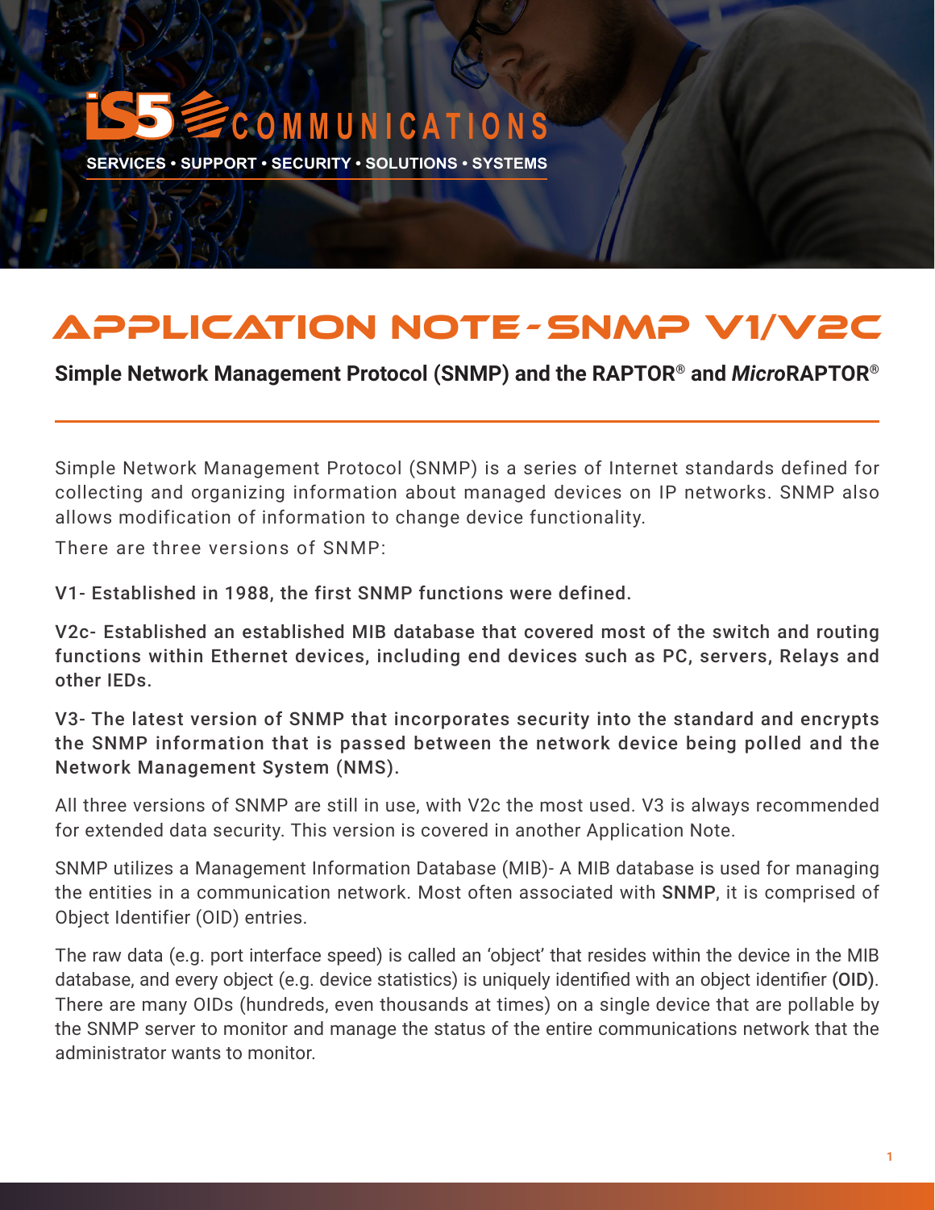iS5 COMMUNICATIONS

SERVICES • SUPPORT • SECURITY • SOLUTIONS • SYSTEMS

# APPLICATION NOTE - SNMP V1/V2C

**Simple Network Management Protocol (SNMP) and the RAPTOR® and *Micro*RAPTOR®**

Simple Network Management Protocol (SNMP) is a series of Internet standards defined for collecting and organizing information about managed devices on IP networks. SNMP also allows modification of information to change device functionality.

There are three versions of SNMP:

V1- Established in 1988, the first SNMP functions were defined.

V2c- Established an established MIB database that covered most of the switch and routing functions within Ethernet devices, including end devices such as PC, servers, Relays and other IEDs.

V3- The latest version of SNMP that incorporates security into the standard and encrypts the SNMP information that is passed between the network device being polled and the Network Management System (NMS).

All three versions of SNMP are still in use, with V2c the most used. V3 is always recommended for extended data security. This version is covered in another Application Note.

SNMP utilizes a Management Information Database (MIB)- A MIB database is used for managing the entities in a communication network. Most often associated with SNMP, it is comprised of Object Identifier (OID) entries.

The raw data (e.g. port interface speed) is called an 'object' that resides within the device in the MIB database, and every object (e.g. device statistics) is uniquely identified with an object identifier (OID). There are many OIDs (hundreds, even thousands at times) on a single device that are pollable by the SNMP server to monitor and manage the status of the entire communications network that the administrator wants to monitor.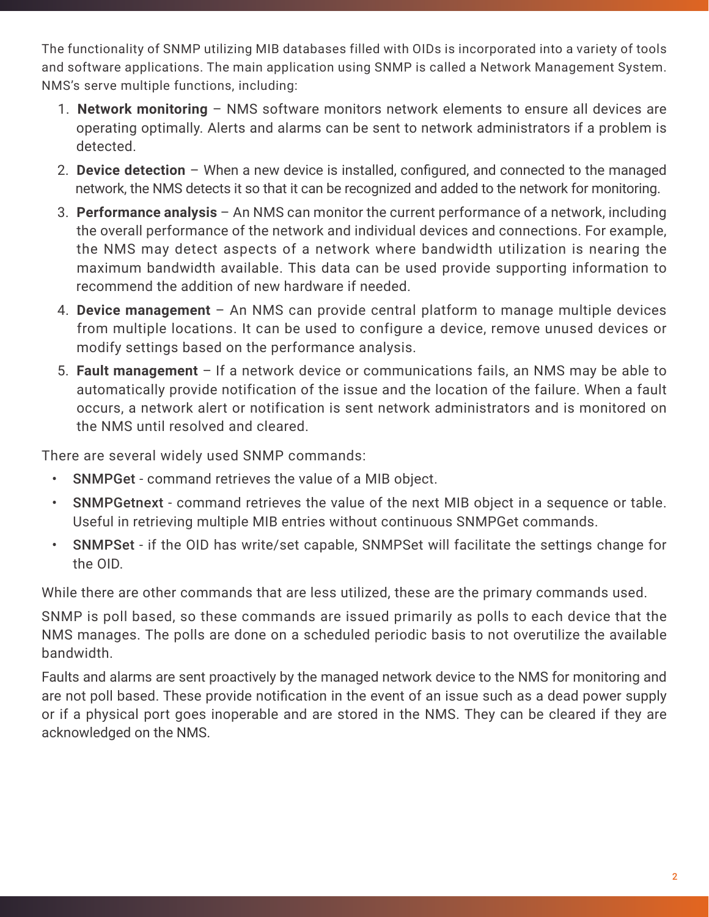The functionality of SNMP utilizing MIB databases filled with OIDs is incorporated into a variety of tools and software applications. The main application using SNMP is called a Network Management System. NMS's serve multiple functions, including:

1. **Network monitoring** – NMS software monitors network elements to ensure all devices are operating optimally. Alerts and alarms can be sent to network administrators if a problem is detected.
2. **Device detection** – When a new device is installed, configured, and connected to the managed network, the NMS detects it so that it can be recognized and added to the network for monitoring.
3. **Performance analysis** – An NMS can monitor the current performance of a network, including the overall performance of the network and individual devices and connections. For example, the NMS may detect aspects of a network where bandwidth utilization is nearing the maximum bandwidth available. This data can be used provide supporting information to recommend the addition of new hardware if needed.
4. **Device management** – An NMS can provide central platform to manage multiple devices from multiple locations. It can be used to configure a device, remove unused devices or modify settings based on the performance analysis.
5. **Fault management** – If a network device or communications fails, an NMS may be able to automatically provide notification of the issue and the location of the failure. When a fault occurs, a network alert or notification is sent network administrators and is monitored on the NMS until resolved and cleared.

There are several widely used SNMP commands:

- SNMPGet - command retrieves the value of a MIB object.
- SNMPGetnext - command retrieves the value of the next MIB object in a sequence or table. Useful in retrieving multiple MIB entries without continuous SNMPGet commands.
- SNMPSet - if the OID has write/set capable, SNMPSet will facilitate the settings change for the OID.

While there are other commands that are less utilized, these are the primary commands used.

SNMP is poll based, so these commands are issued primarily as polls to each device that the NMS manages. The polls are done on a scheduled periodic basis to not overutilize the available bandwidth.

Faults and alarms are sent proactively by the managed network device to the NMS for monitoring and are not poll based. These provide notification in the event of an issue such as a dead power supply or if a physical port goes inoperable and are stored in the NMS. They can be cleared if they are acknowledged on the NMS.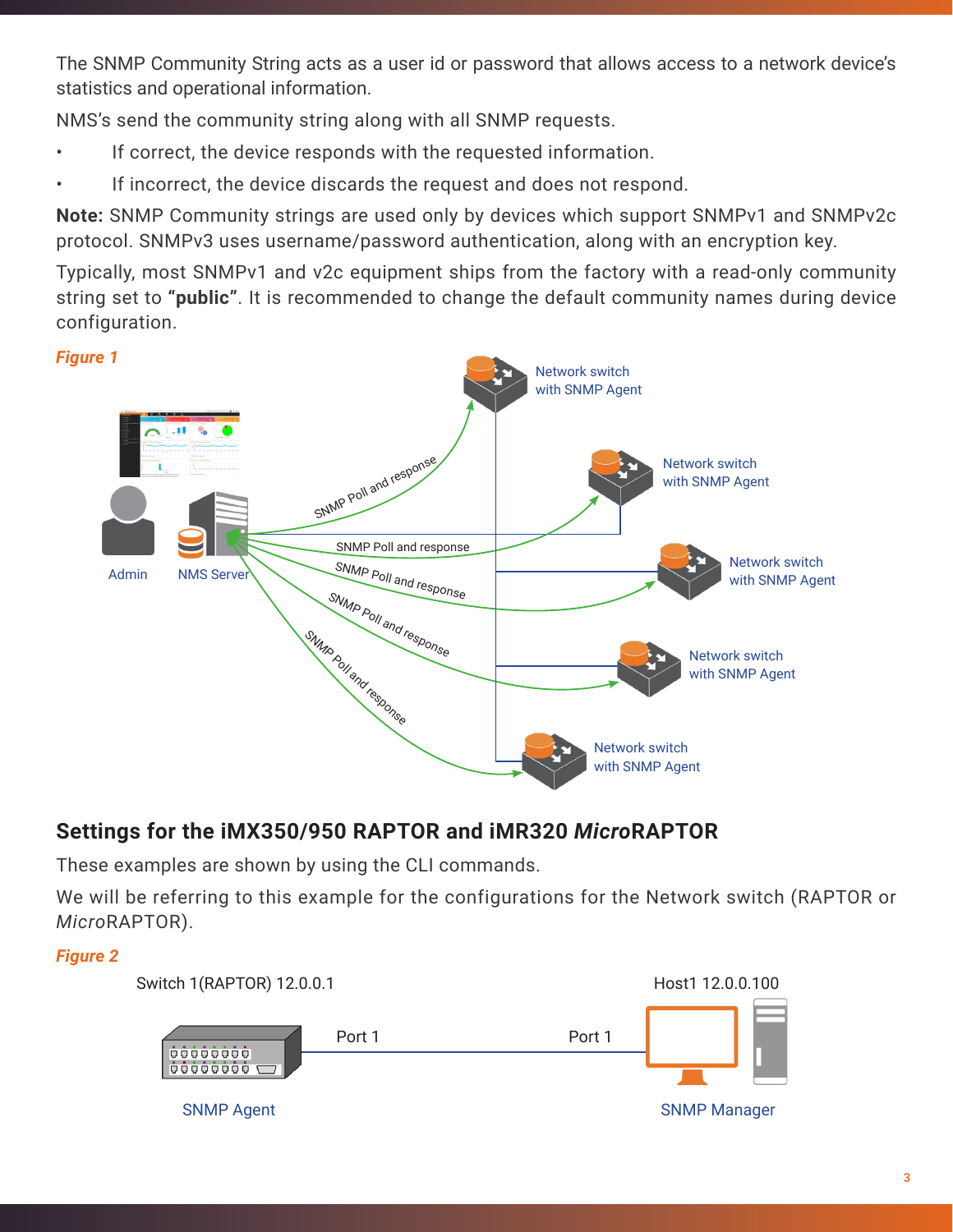The SNMP Community String acts as a user id or password that allows access to a network device's statistics and operational information.

NMS's send the community string along with all SNMP requests.

- If correct, the device responds with the requested information.
- If incorrect, the device discards the request and does not respond.

**Note:** SNMP Community strings are used only by devices which support SNMPv1 and SNMPv2c protocol. SNMPv3 uses username/password authentication, along with an encryption key.

Typically, most SNMPv1 and v2c equipment ships from the factory with a read-only community string set to **"public"**. It is recommended to change the default community names during device configuration.

*Figure 1*

Admin | NMS Server | SNMP Poll and response | Network switch with SNMP Agent

## Settings for the iMX350/950 RAPTOR and iMR320 *Micro*RAPTOR

These examples are shown by using the CLI commands.

We will be referring to this example for the configurations for the Network switch (RAPTOR or *Micro*RAPTOR).

*Figure 2*

Switch 1(RAPTOR) 12.0.0.1 — Port 1 — Port 1 — Host1 12.0.0.100

SNMP Agent | SNMP Manager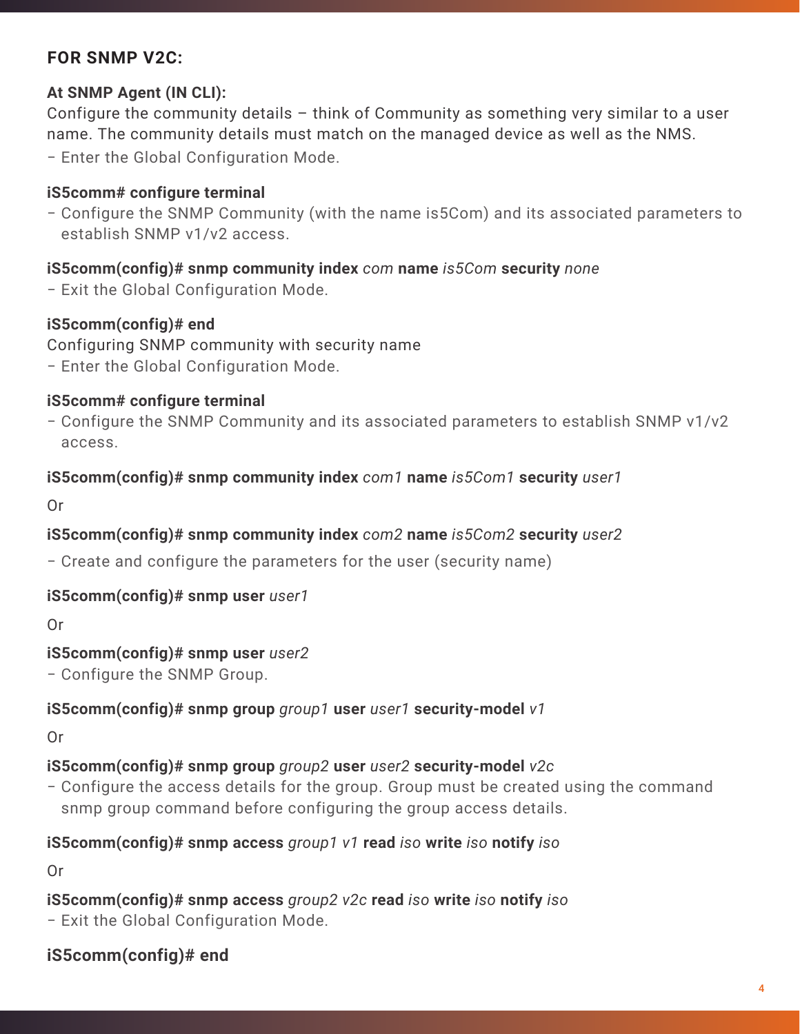### FOR SNMP V2C:

**At SNMP Agent (IN CLI):**

Configure the community details – think of Community as something very similar to a user name. The community details must match on the managed device as well as the NMS.

– Enter the Global Configuration Mode.

**iS5comm# configure terminal**

– Configure the SNMP Community (with the name is5Com) and its associated parameters to establish SNMP v1/v2 access.

**iS5comm(config)# snmp community index** *com* **name** *is5Com* **security** *none*

– Exit the Global Configuration Mode.

**iS5comm(config)# end**

Configuring SNMP community with security name

– Enter the Global Configuration Mode.

**iS5comm# configure terminal**

– Configure the SNMP Community and its associated parameters to establish SNMP v1/v2 access.

**iS5comm(config)# snmp community index** *com1* **name** *is5Com1* **security** *user1*

Or

**iS5comm(config)# snmp community index** *com2* **name** *is5Com2* **security** *user2*

– Create and configure the parameters for the user (security name)

**iS5comm(config)# snmp user** *user1*

Or

**iS5comm(config)# snmp user** *user2*

– Configure the SNMP Group.

**iS5comm(config)# snmp group** *group1* **user** *user1* **security-model** *v1*

Or

**iS5comm(config)# snmp group** *group2* **user** *user2* **security-model** *v2c*

– Configure the access details for the group. Group must be created using the command snmp group command before configuring the group access details.

**iS5comm(config)# snmp access** *group1 v1* **read** *iso* **write** *iso* **notify** *iso*

Or

**iS5comm(config)# snmp access** *group2 v2c* **read** *iso* **write** *iso* **notify** *iso*

– Exit the Global Configuration Mode.

**iS5comm(config)# end**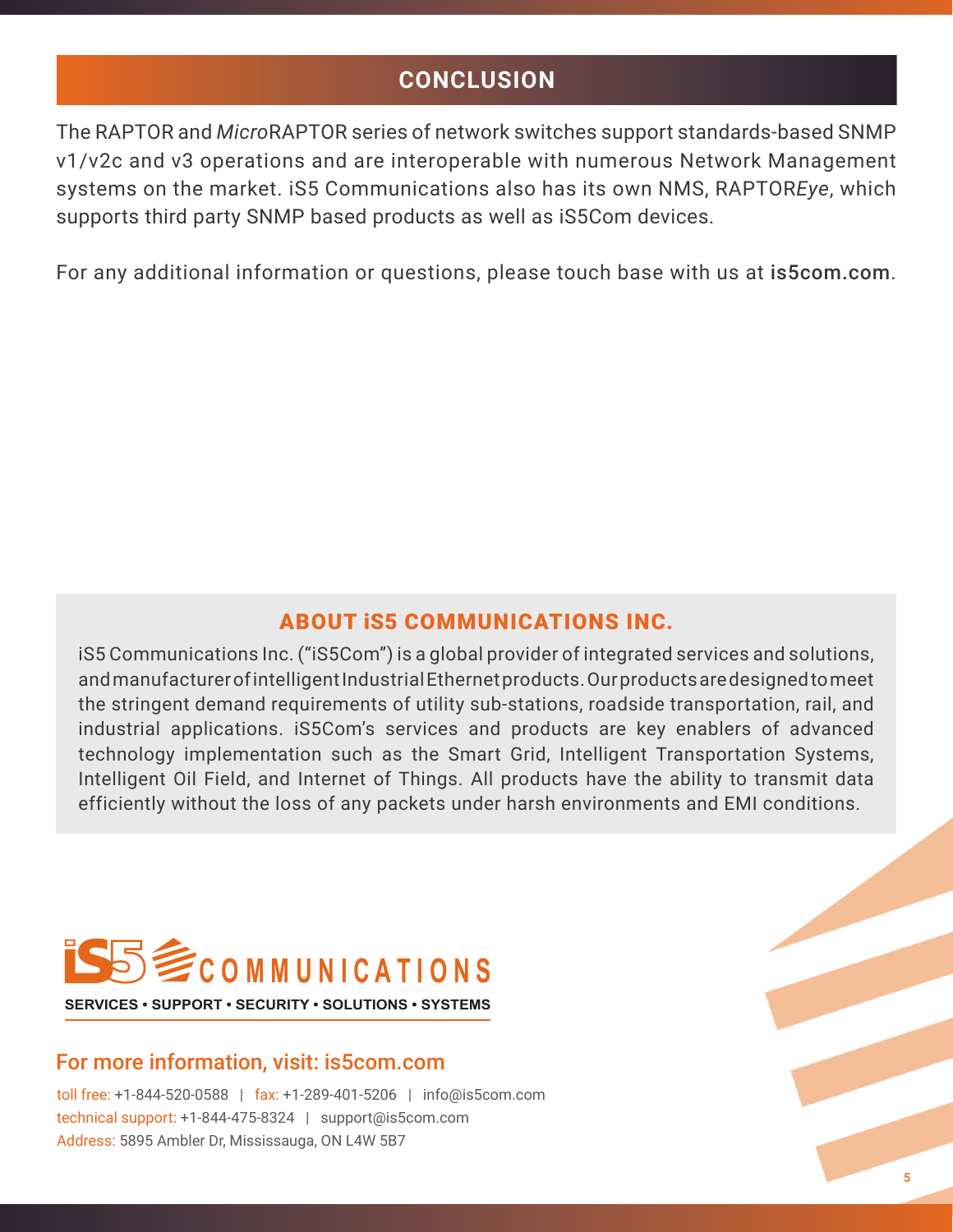## CONCLUSION

The RAPTOR and *Micro*RAPTOR series of network switches support standards-based SNMP v1/v2c and v3 operations and are interoperable with numerous Network Management systems on the market. iS5 Communications also has its own NMS, RAPTOR*Eye*, which supports third party SNMP based products as well as iS5Com devices.

For any additional information or questions, please touch base with us at is5com.com.

## ABOUT iS5 COMMUNICATIONS INC.

iS5 Communications Inc. ("iS5Com") is a global provider of integrated services and solutions, and manufacturer of intelligent Industrial Ethernet products. Our products are designed to meet the stringent demand requirements of utility sub-stations, roadside transportation, rail, and industrial applications. iS5Com's services and products are key enablers of advanced technology implementation such as the Smart Grid, Intelligent Transportation Systems, Intelligent Oil Field, and Internet of Things. All products have the ability to transmit data efficiently without the loss of any packets under harsh environments and EMI conditions.

iS5 COMMUNICATIONS

SERVICES • SUPPORT • SECURITY • SOLUTIONS • SYSTEMS

For more information, visit: is5com.com

toll free: +1-844-520-0588 | fax: +1-289-401-5206 | info@is5com.com
technical support: +1-844-475-8324 | support@is5com.com
Address: 5895 Ambler Dr, Mississauga, ON L4W 5B7